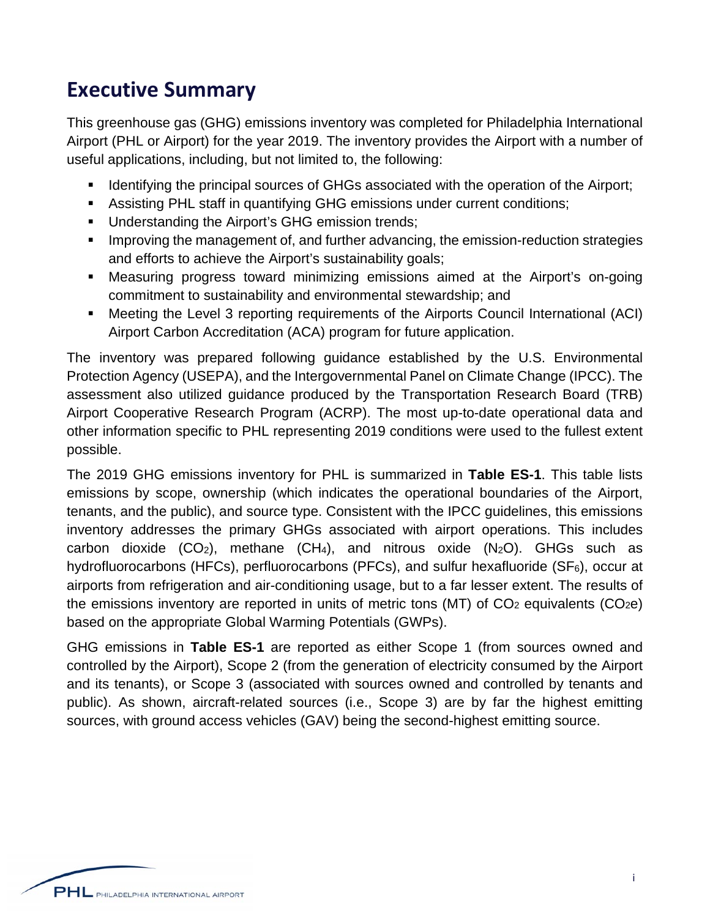# Executive Summary

This greenhouse gas (GHG) emissions inventory was completed for Philadelphia International Airport (PHL or Airport) for the year 2019. The inventory provides the Airport with a number of useful applications, including, but not limited to, the following:

- Identifying the principal sources of GHGs associated with the operation of the Airport;
- Assisting PHL staff in quantifying GHG emissions under current conditions;
- Understanding the Airport's GHG emission trends;
- Improving the management of, and further advancing, the emission-reduction strategies and efforts to achieve the Airport's sustainability goals;
- Measuring progress toward minimizing emissions aimed at the Airport's on-going commitment to sustainability and environmental stewardship; and
- Meeting the Level 3 reporting requirements of the Airports Council International (ACI) Airport Carbon Accreditation (ACA) program for future application.

The inventory was prepared following guidance established by the U.S. Environmental Protection Agency (USEPA), and the Intergovernmental Panel on Climate Change (IPCC). The assessment also utilized guidance produced by the Transportation Research Board (TRB) Airport Cooperative Research Program (ACRP). The most up-to-date operational data and other information specific to PHL representing 2019 conditions were used to the fullest extent possible.

The 2019 GHG emissions inventory for PHL is summarized in **Table ES-1**. This table lists emissions by scope, ownership (which indicates the operational boundaries of the Airport, tenants, and the public), and source type. Consistent with the IPCC guidelines, this emissions inventory addresses the primary GHGs associated with airport operations. This includes carbon dioxide ($CO_2$), methane ($CH_4$), and nitrous oxide ($N_2O$). GHGs such as hydrofluorocarbons (HFCs), perfluorocarbons (PFCs), and sulfur hexafluoride ($SF_6$), occur at airports from refrigeration and air-conditioning usage, but to a far lesser extent. The results of the emissions inventory are reported in units of metric tons (MT) of $CO_2$ equivalents ($CO_2e$) based on the appropriate Global Warming Potentials (GWPs).

GHG emissions in **Table ES-1** are reported as either Scope 1 (from sources owned and controlled by the Airport), Scope 2 (from the generation of electricity consumed by the Airport and its tenants), or Scope 3 (associated with sources owned and controlled by tenants and public). As shown, aircraft-related sources (i.e., Scope 3) are by far the highest emitting sources, with ground access vehicles (GAV) being the second-highest emitting source.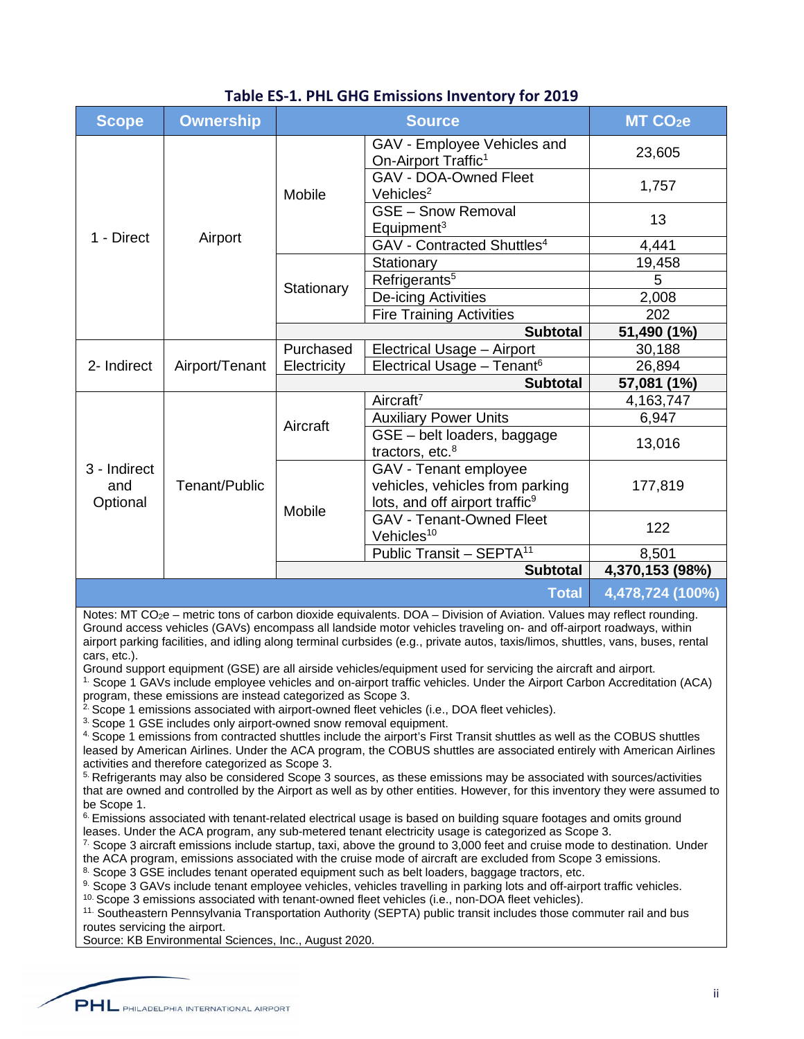**Table ES-1. PHL GHG Emissions Inventory for 2019**

| Scope | Ownership | Source | | MT $CO_2e$ |
|---|---|---|---|---|
| 1 - Direct | Airport | Mobile | GAV - Employee Vehicles and On-Airport Traffic[1] | 23,605 |
| | | | GAV - DOA-Owned Fleet Vehicles[2] | 1,757 |
| | | | GSE – Snow Removal Equipment[3] | 13 |
| | | | GAV - Contracted Shuttles[4] | 4,441 |
| | | Stationary | Stationary | 19,458 |
| | | | Refrigerants[5] | 5 |
| | | | De-icing Activities | 2,008 |
| | | | Fire Training Activities | 202 |
| | | | **Subtotal** | **51,490 (1%)** |
| 2- Indirect | Airport/Tenant | Purchased Electricity | Electrical Usage – Airport | 30,188 |
| | | | Electrical Usage – Tenant[6] | 26,894 |
| | | | **Subtotal** | **57,081 (1%)** |
| 3 - Indirect and Optional | Tenant/Public | Aircraft | Aircraft[7] | 4,163,747 |
| | | | Auxiliary Power Units | 6,947 |
| | | | GSE – belt loaders, baggage tractors, etc.[8] | 13,016 |
| | | Mobile | GAV - Tenant employee vehicles, vehicles from parking lots, and off airport traffic[9] | 177,819 |
| | | | GAV - Tenant-Owned Fleet Vehicles[10] | 122 |
| | | | Public Transit – SEPTA[11] | 8,501 |
| | | | **Subtotal** | **4,370,153 (98%)** |
| | | | **Total** | **4,478,724 (100%)** |

Notes: MT $CO_2e$ – metric tons of carbon dioxide equivalents. DOA – Division of Aviation. Values may reflect rounding. Ground access vehicles (GAVs) encompass all landside motor vehicles traveling on- and off-airport roadways, within airport parking facilities, and idling along terminal curbsides (e.g., private autos, taxis/limos, shuttles, vans, buses, rental cars, etc.).

Ground support equipment (GSE) are all airside vehicles/equipment used for servicing the aircraft and airport.

1. Scope 1 GAVs include employee vehicles and on-airport traffic vehicles. Under the Airport Carbon Accreditation (ACA) program, these emissions are instead categorized as Scope 3.

2. Scope 1 emissions associated with airport-owned fleet vehicles (i.e., DOA fleet vehicles).

3. Scope 1 GSE includes only airport-owned snow removal equipment.

4. Scope 1 emissions from contracted shuttles include the airport's First Transit shuttles as well as the COBUS shuttles leased by American Airlines. Under the ACA program, the COBUS shuttles are associated entirely with American Airlines activities and therefore categorized as Scope 3.

5. Refrigerants may also be considered Scope 3 sources, as these emissions may be associated with sources/activities that are owned and controlled by the Airport as well as by other entities. However, for this inventory they were assumed to be Scope 1.

6. Emissions associated with tenant-related electrical usage is based on building square footages and omits ground leases. Under the ACA program, any sub-metered tenant electricity usage is categorized as Scope 3.

7. Scope 3 aircraft emissions include startup, taxi, above the ground to 3,000 feet and cruise mode to destination. Under the ACA program, emissions associated with the cruise mode of aircraft are excluded from Scope 3 emissions.

8. Scope 3 GSE includes tenant operated equipment such as belt loaders, baggage tractors, etc.

9. Scope 3 GAVs include tenant employee vehicles, vehicles travelling in parking lots and off-airport traffic vehicles.

10. Scope 3 emissions associated with tenant-owned fleet vehicles (i.e., non-DOA fleet vehicles).

11. Southeastern Pennsylvania Transportation Authority (SEPTA) public transit includes those commuter rail and bus routes servicing the airport.

Source: KB Environmental Sciences, Inc., August 2020.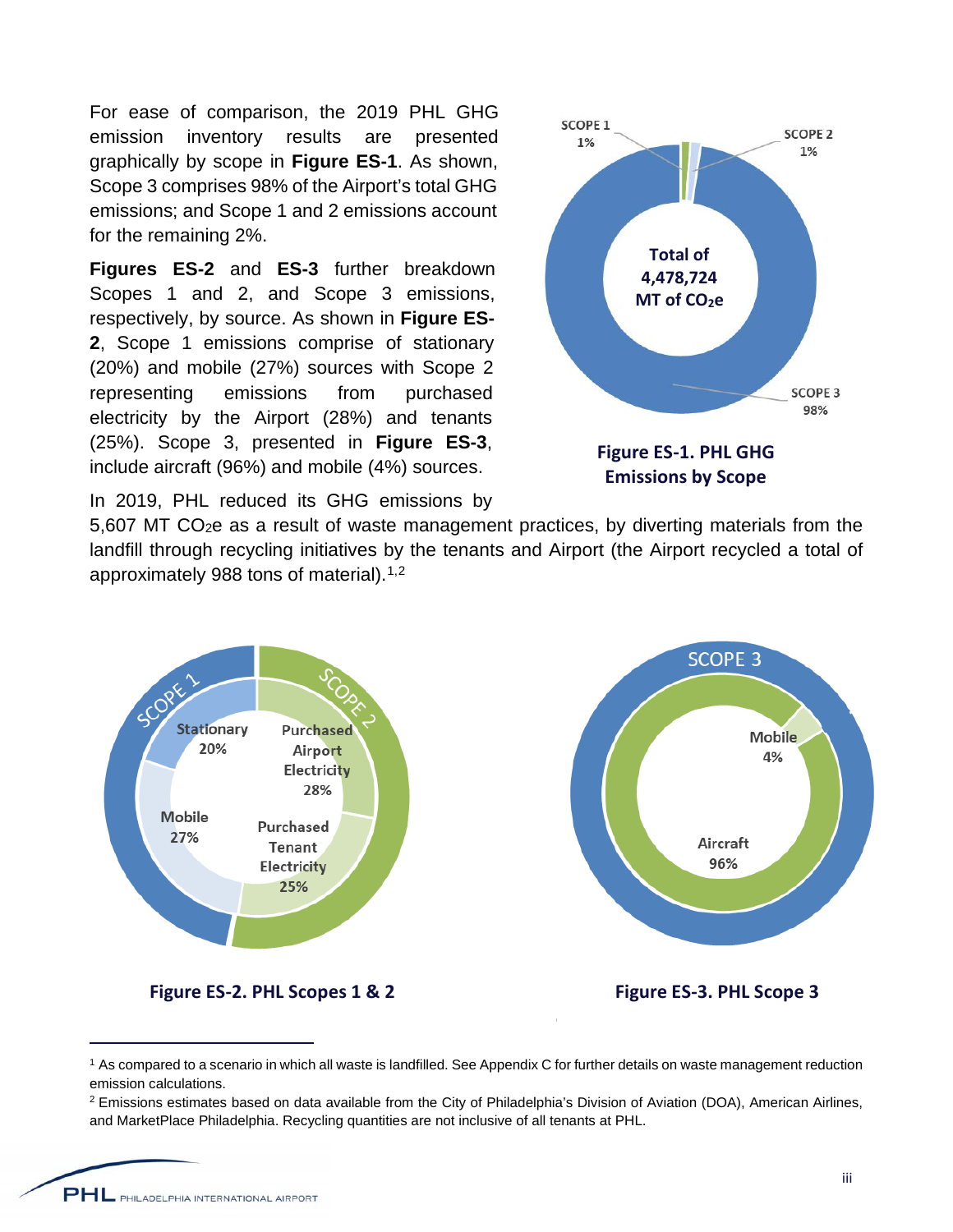For ease of comparison, the 2019 PHL GHG emission inventory results are presented graphically by scope in **Figure ES-1**. As shown, Scope 3 comprises 98% of the Airport's total GHG emissions; and Scope 1 and 2 emissions account for the remaining 2%.

**Figures ES-2** and **ES-3** further breakdown Scopes 1 and 2, and Scope 3 emissions, respectively, by source. As shown in **Figure ES-2**, Scope 1 emissions comprise of stationary (20%) and mobile (27%) sources with Scope 2 representing emissions from purchased electricity by the Airport (28%) and tenants (25%). Scope 3, presented in **Figure ES-3**, include aircraft (96%) and mobile (4%) sources.

**Figure ES-1. PHL GHG Emissions by Scope**

In 2019, PHL reduced its GHG emissions by 5,607 MT $CO_2e$ as a result of waste management practices, by diverting materials from the landfill through recycling initiatives by the tenants and Airport (the Airport recycled a total of approximately 988 tons of material).[1,2]

**Figure ES-2. PHL Scopes 1 & 2**

**Figure ES-3. PHL Scope 3**

---

[1] As compared to a scenario in which all waste is landfilled. See Appendix C for further details on waste management reduction emission calculations.

[2] Emissions estimates based on data available from the City of Philadelphia's Division of Aviation (DOA), American Airlines, and MarketPlace Philadelphia. Recycling quantities are not inclusive of all tenants at PHL.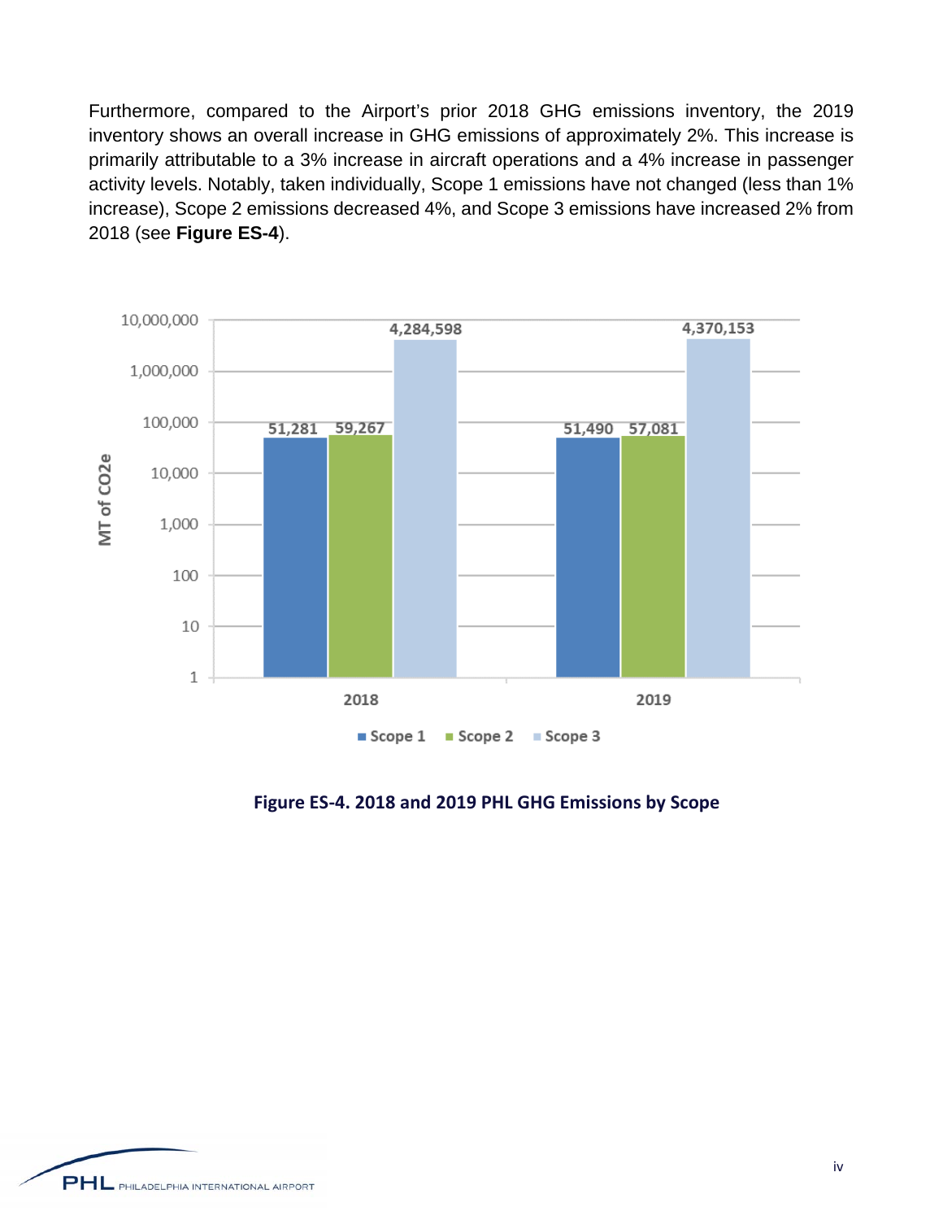Furthermore, compared to the Airport's prior 2018 GHG emissions inventory, the 2019 inventory shows an overall increase in GHG emissions of approximately 2%. This increase is primarily attributable to a 3% increase in aircraft operations and a 4% increase in passenger activity levels. Notably, taken individually, Scope 1 emissions have not changed (less than 1% increase), Scope 2 emissions decreased 4%, and Scope 3 emissions have increased 2% from 2018 (see **Figure ES-4**).

MT of CO2e

10,000,000
1,000,000
100,000
10,000
1,000
100
10
1

51,281
59,267
4,284,598
51,490
57,081
4,370,153

2018
2019

Scope 1
Scope 2
Scope 3

**Figure ES-4. 2018 and 2019 PHL GHG Emissions by Scope**